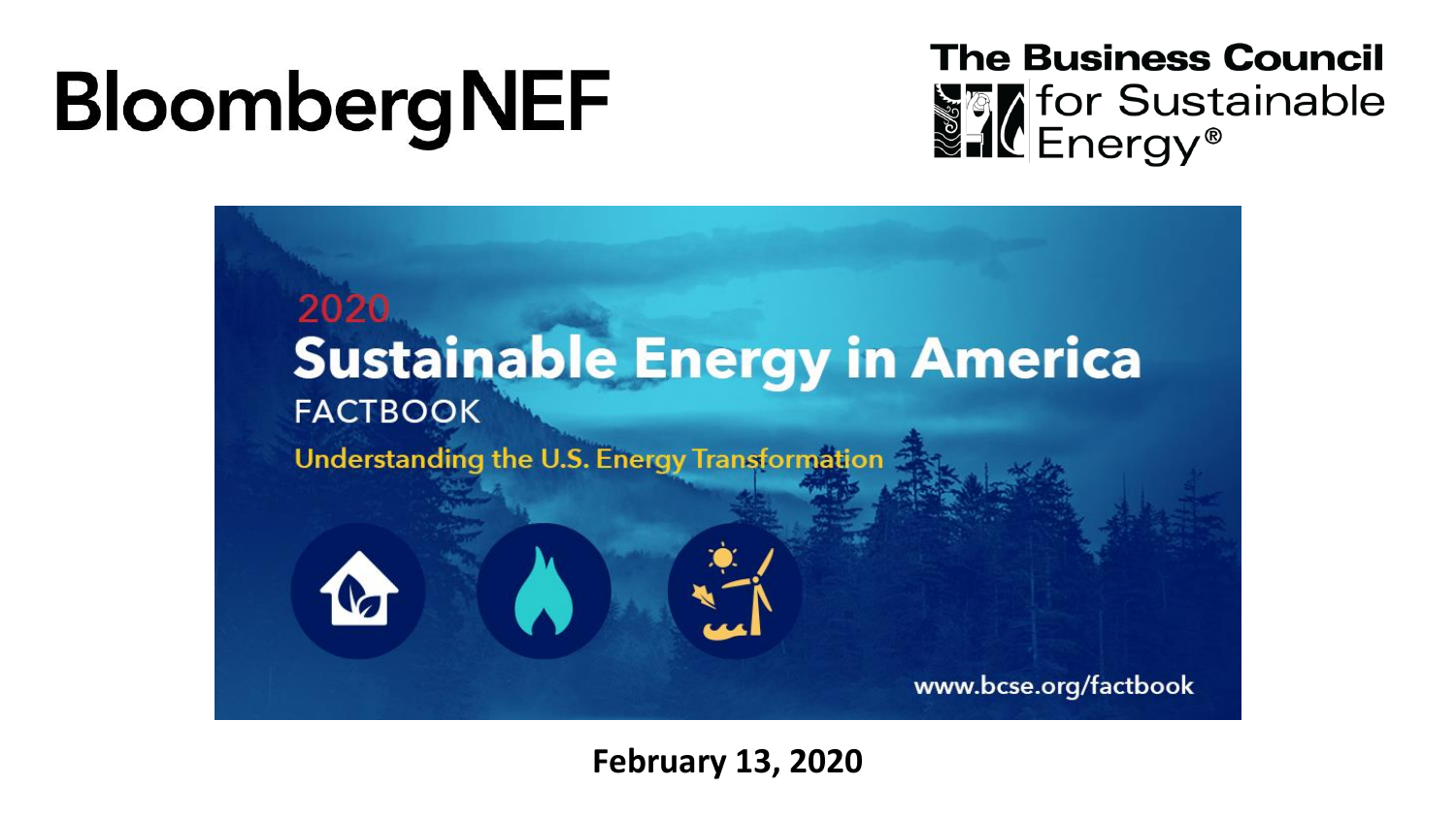BloombergNEF

The Business Council for Sustainable Energy®

2020

# Sustainable Energy in America

FACTBOOK

Understanding the U.S. Energy Transformation

www.bcse.org/factbook

**February 13, 2020**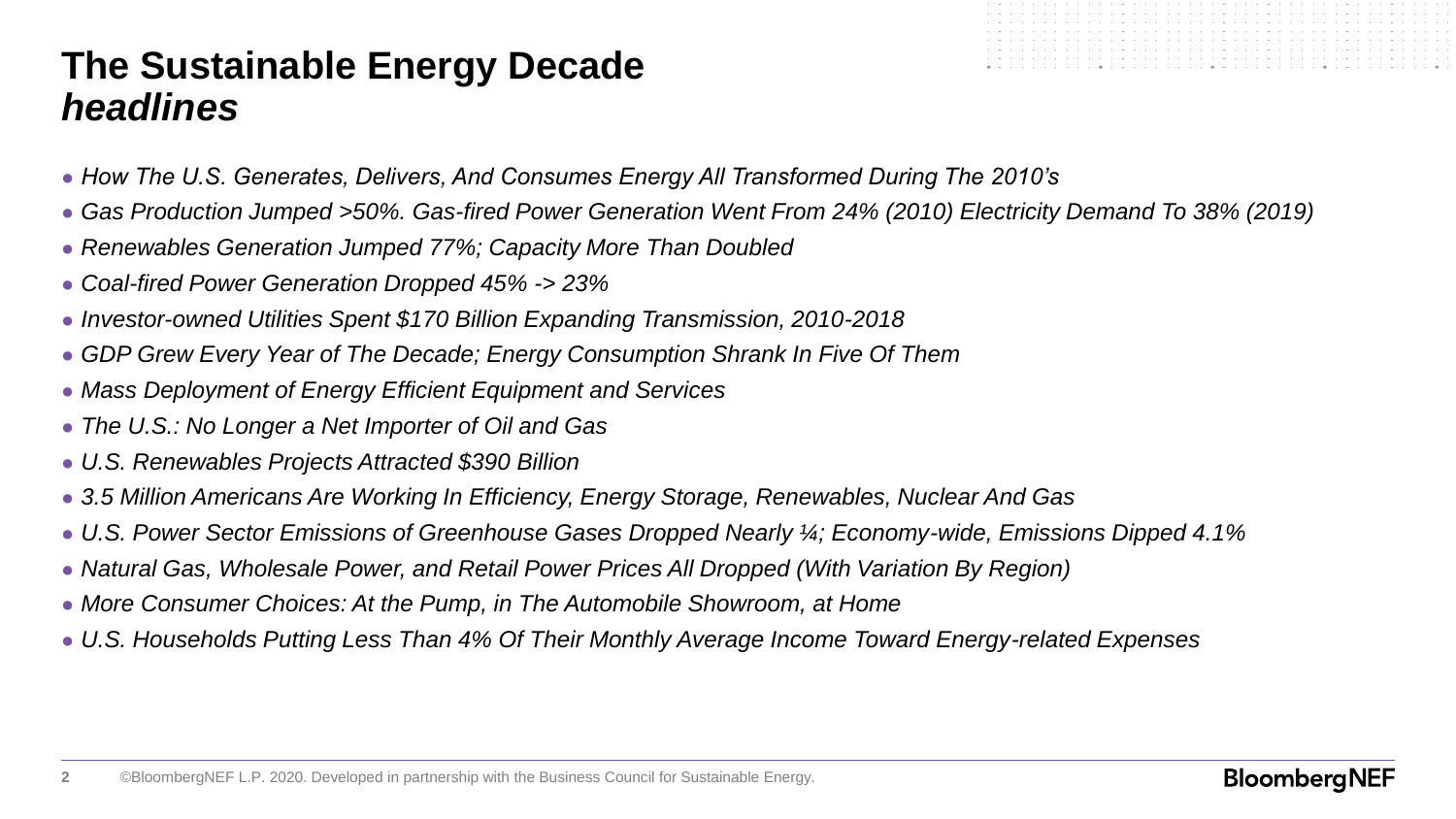# The Sustainable Energy Decade *headlines*

- *How The U.S. Generates, Delivers, And Consumes Energy All Transformed During The 2010's*
- *Gas Production Jumped >50%. Gas-fired Power Generation Went From 24% (2010) Electricity Demand To 38% (2019)*
- *Renewables Generation Jumped 77%; Capacity More Than Doubled*
- *Coal-fired Power Generation Dropped 45% -> 23%*
- *Investor-owned Utilities Spent $170 Billion Expanding Transmission, 2010-2018*
- *GDP Grew Every Year of The Decade; Energy Consumption Shrank In Five Of Them*
- *Mass Deployment of Energy Efficient Equipment and Services*
- *The U.S.: No Longer a Net Importer of Oil and Gas*
- *U.S. Renewables Projects Attracted $390 Billion*
- *3.5 Million Americans Are Working In Efficiency, Energy Storage, Renewables, Nuclear And Gas*
- *U.S. Power Sector Emissions of Greenhouse Gases Dropped Nearly ¼; Economy-wide, Emissions Dipped 4.1%*
- *Natural Gas, Wholesale Power, and Retail Power Prices All Dropped (With Variation By Region)*
- *More Consumer Choices: At the Pump, in The Automobile Showroom, at Home*
- *U.S. Households Putting Less Than 4% Of Their Monthly Average Income Toward Energy-related Expenses*

©BloombergNEF L.P. 2020. Developed in partnership with the Business Council for Sustainable Energy.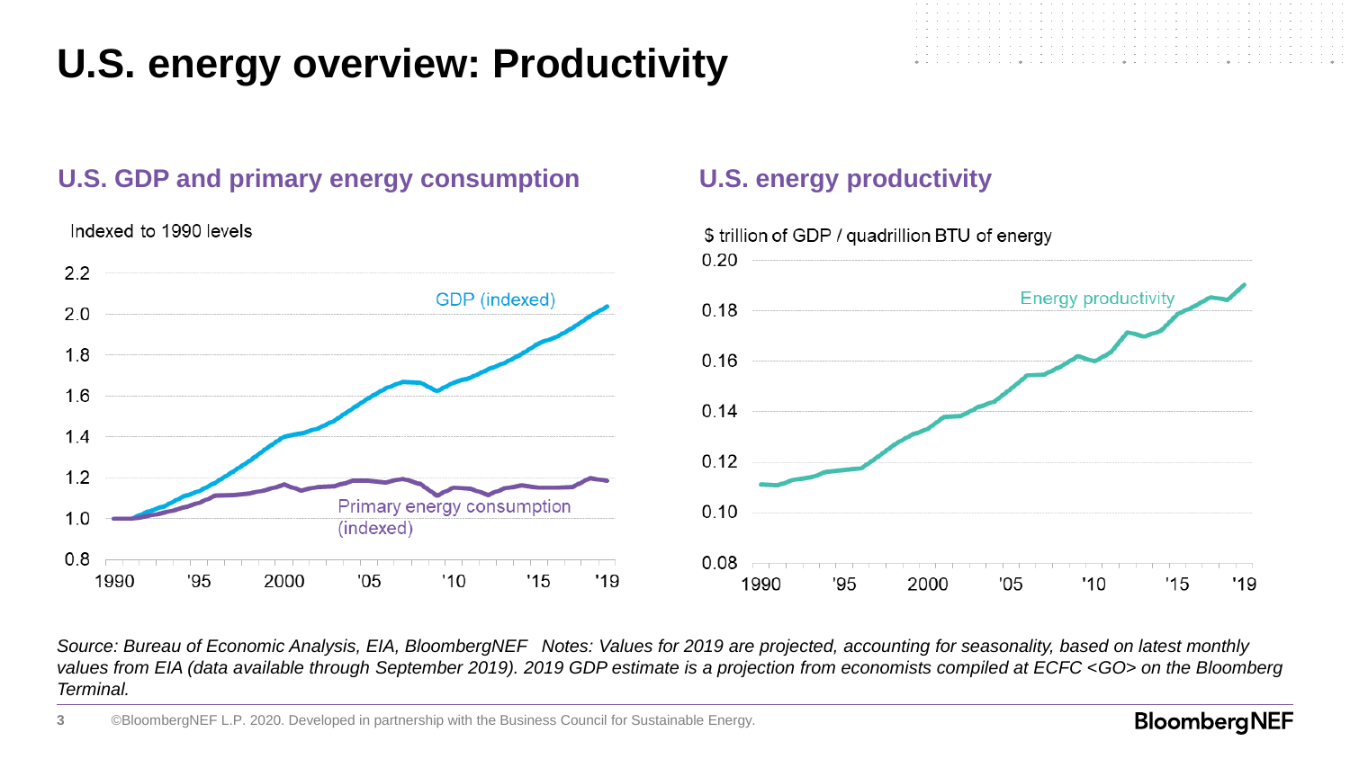# U.S. energy overview: Productivity

## U.S. GDP and primary energy consumption

Indexed to 1990 levels

GDP (indexed)

Primary energy consumption (indexed)

## U.S. energy productivity

$ trillion of GDP / quadrillion BTU of energy

Energy productivity

*Source: Bureau of Economic Analysis, EIA, BloombergNEF Notes: Values for 2019 are projected, accounting for seasonality, based on latest monthly values from EIA (data available through September 2019). 2019 GDP estimate is a projection from economists compiled at ECFC <GO> on the Bloomberg Terminal.*

©BloombergNEF L.P. 2020. Developed in partnership with the Business Council for Sustainable Energy.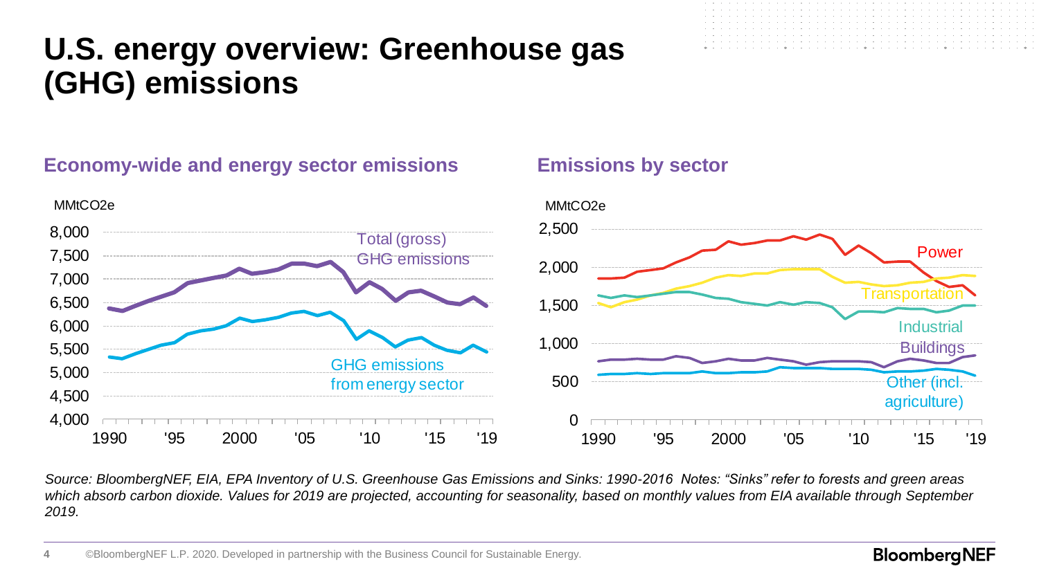# U.S. energy overview: Greenhouse gas (GHG) emissions

## Economy-wide and energy sector emissions

MMtCO2e

Total (gross) GHG emissions

GHG emissions from energy sector

## Emissions by sector

MMtCO2e

Power

Transportation

Industrial

Buildings

Other (incl. agriculture)

*Source: BloombergNEF, EIA, EPA Inventory of U.S. Greenhouse Gas Emissions and Sinks: 1990-2016 Notes: "Sinks" refer to forests and green areas which absorb carbon dioxide. Values for 2019 are projected, accounting for seasonality, based on monthly values from EIA available through September 2019.*

©BloombergNEF L.P. 2020. Developed in partnership with the Business Council for Sustainable Energy.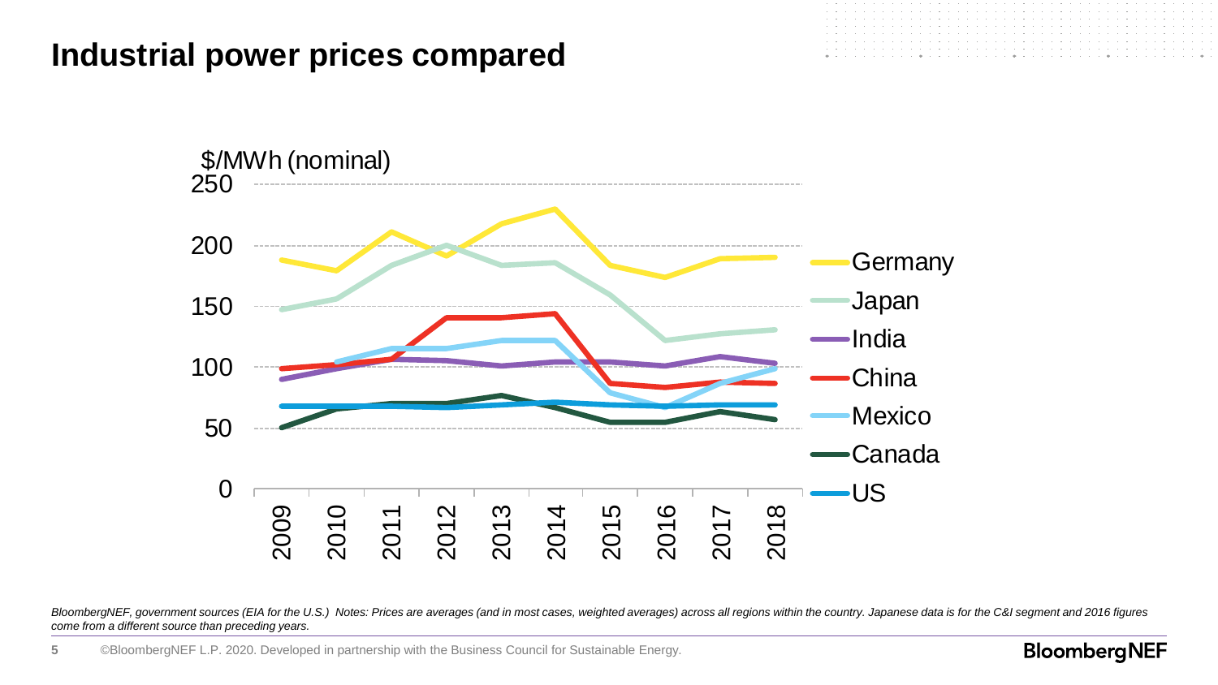# Industrial power prices compared

$/MWh (nominal)

250
200
150
100
50
0

2009 2010 2011 2012 2013 2014 2015 2016 2017 2018

Germany
Japan
India
China
Mexico
Canada
US

*BloombergNEF, government sources (EIA for the U.S.) Notes: Prices are averages (and in most cases, weighted averages) across all regions within the country. Japanese data is for the C&I segment and 2016 figures come from a different source than preceding years.*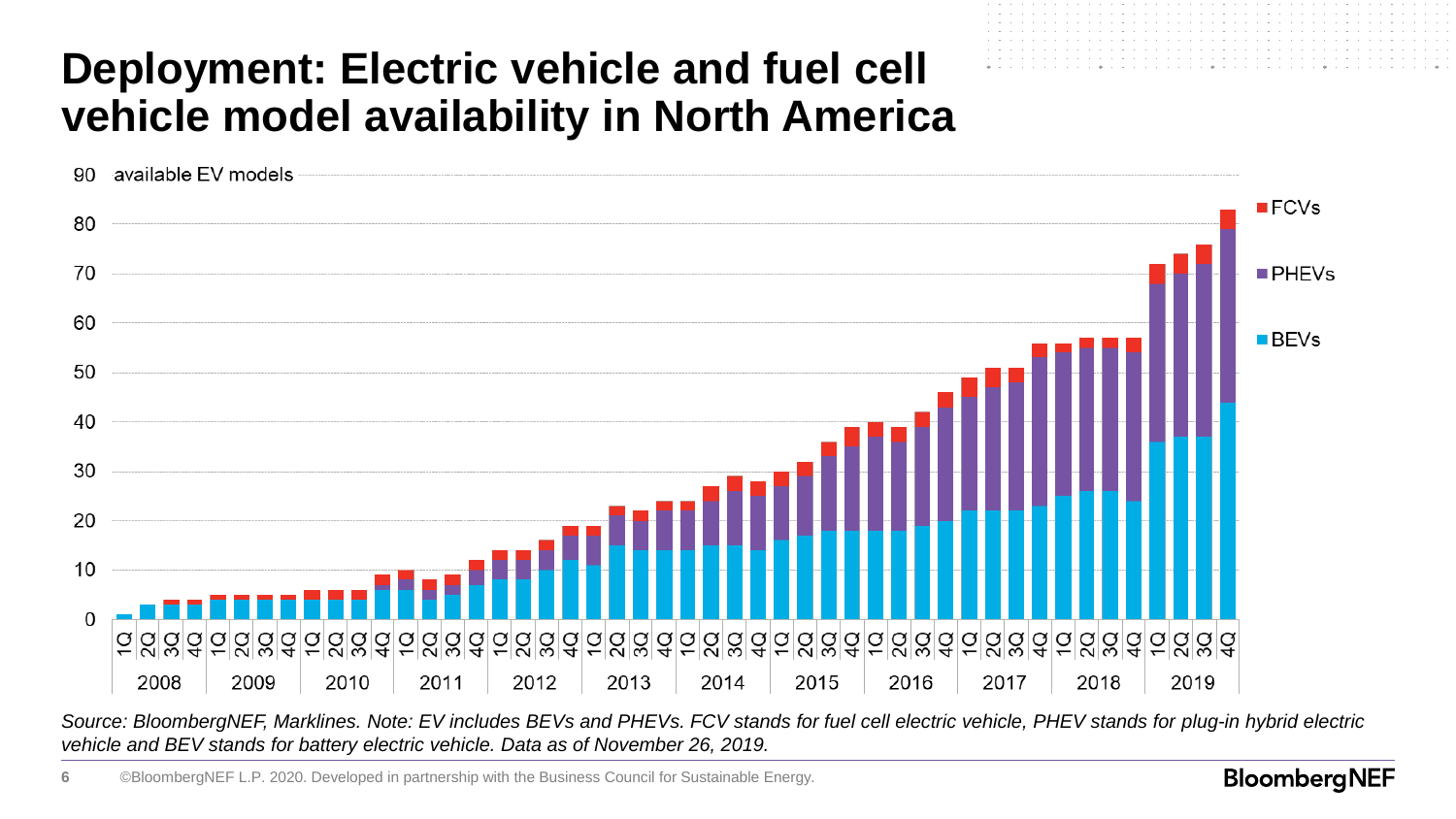# Deployment: Electric vehicle and fuel cell vehicle model availability in North America

*Source: BloombergNEF, Marklines. Note: EV includes BEVs and PHEVs. FCV stands for fuel cell electric vehicle, PHEV stands for plug-in hybrid electric vehicle and BEV stands for battery electric vehicle. Data as of November 26, 2019.*

©BloombergNEF L.P. 2020. Developed in partnership with the Business Council for Sustainable Energy.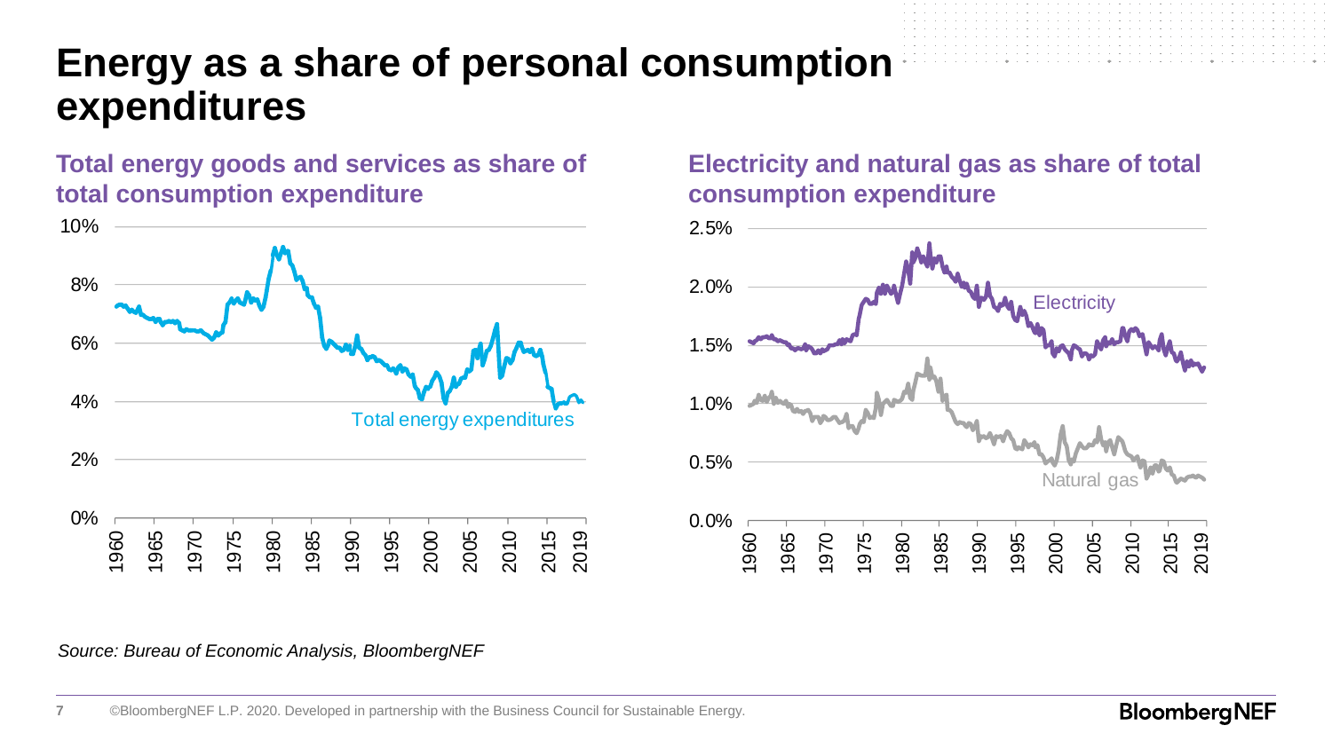# Energy as a share of personal consumption expenditures

## Total energy goods and services as share of total consumption expenditure

## Electricity and natural gas as share of total consumption expenditure

*Source: Bureau of Economic Analysis, BloombergNEF*

©BloombergNEF L.P. 2020. Developed in partnership with the Business Council for Sustainable Energy.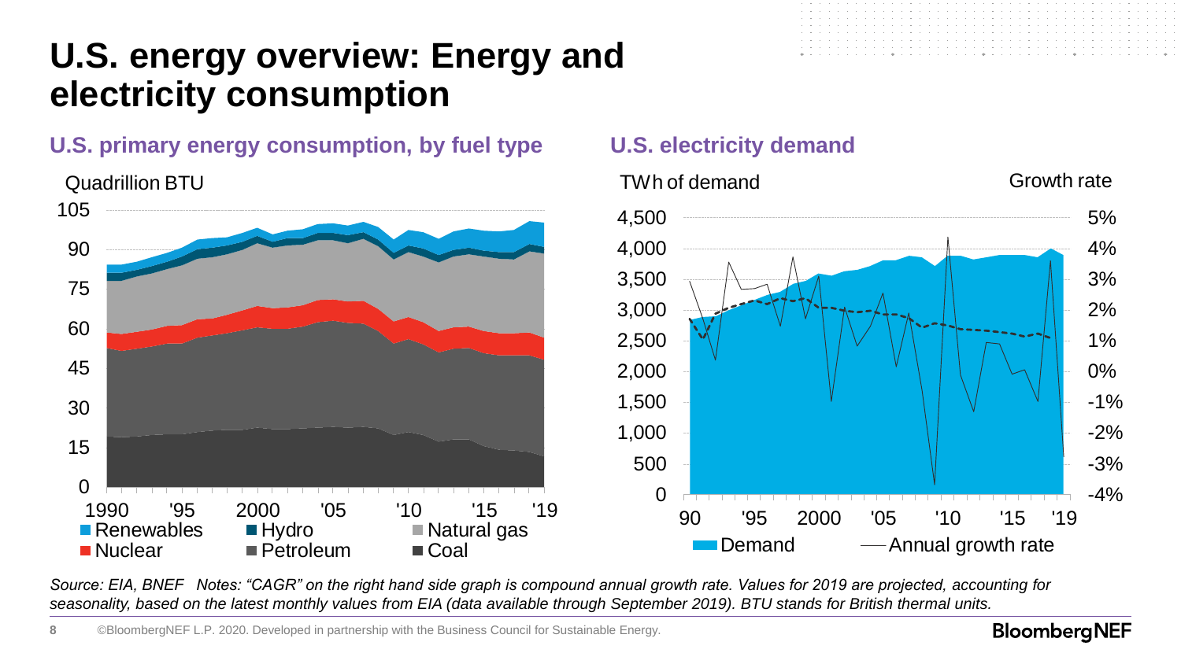# U.S. energy overview: Energy and electricity consumption

## U.S. primary energy consumption, by fuel type

Quadrillion BTU

105
90
75
60
45
30
15
0

1990 '95 2000 '05 '10 '15 '19

Renewables, Hydro, Natural gas, Nuclear, Petroleum, Coal

## U.S. electricity demand

TWh of demand — Growth rate

4,500 / 4,000 / 3,500 / 3,000 / 2,500 / 2,000 / 1,500 / 1,000 / 500 / 0

5% / 4% / 3% / 2% / 1% / 0% / -1% / -2% / -3% / -4%

90 '95 2000 '05 '10 '15 '19

Demand — Annual growth rate

*Source: EIA, BNEF Notes: "CAGR" on the right hand side graph is compound annual growth rate. Values for 2019 are projected, accounting for seasonality, based on the latest monthly values from EIA (data available through September 2019). BTU stands for British thermal units.*

©BloombergNEF L.P. 2020. Developed in partnership with the Business Council for Sustainable Energy.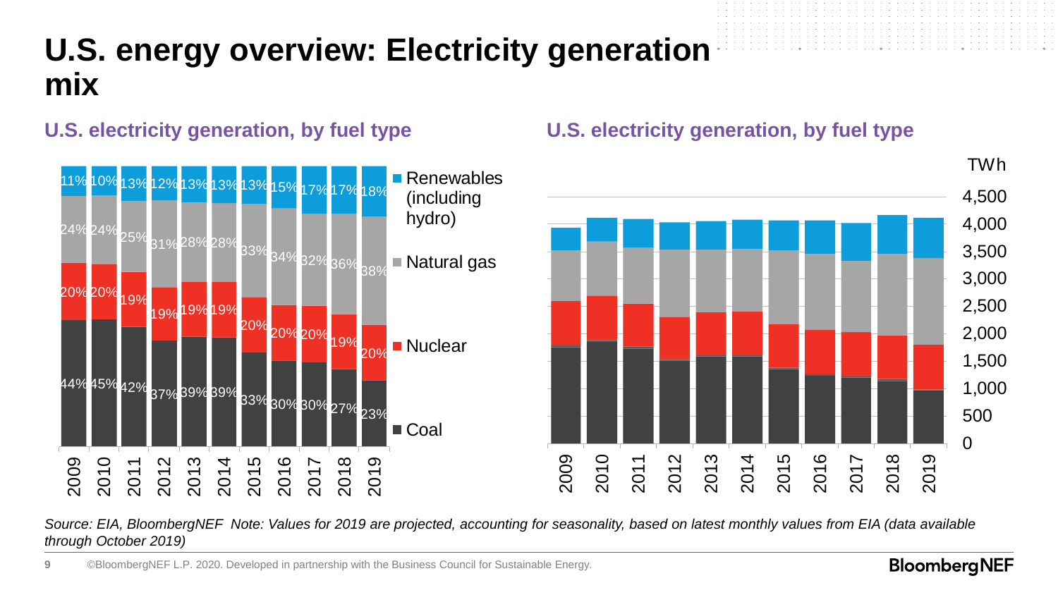# U.S. energy overview: Electricity generation mix

## U.S. electricity generation, by fuel type

| | 2009 | 2010 | 2011 | 2012 | 2013 | 2014 | 2015 | 2016 | 2017 | 2018 | 2019 |
|---|---|---|---|---|---|---|---|---|---|---|---|
| Renewables (including hydro) | 11% | 10% | 13% | 12% | 13% | 13% | 13% | 15% | 17% | 17% | 18% |
| Natural gas | 24% | 24% | 25% | 31% | 28% | 28% | 33% | 34% | 32% | 36% | 38% |
| Nuclear | 20% | 20% | 19% | 19% | 19% | 19% | 20% | 20% | 20% | 19% | 20% |
| Coal | 44% | 45% | 42% | 37% | 39% | 39% | 33% | 30% | 30% | 27% | 23% |

## U.S. electricity generation, by fuel type

TWh

(Stacked bar chart, 2009–2019, y-axis 0 to 4,500 TWh; series: Coal, Nuclear, Natural gas, Renewables (including hydro))

*Source: EIA, BloombergNEF Note: Values for 2019 are projected, accounting for seasonality, based on latest monthly values from EIA (data available through October 2019)*

©BloombergNEF L.P. 2020. Developed in partnership with the Business Council for Sustainable Energy.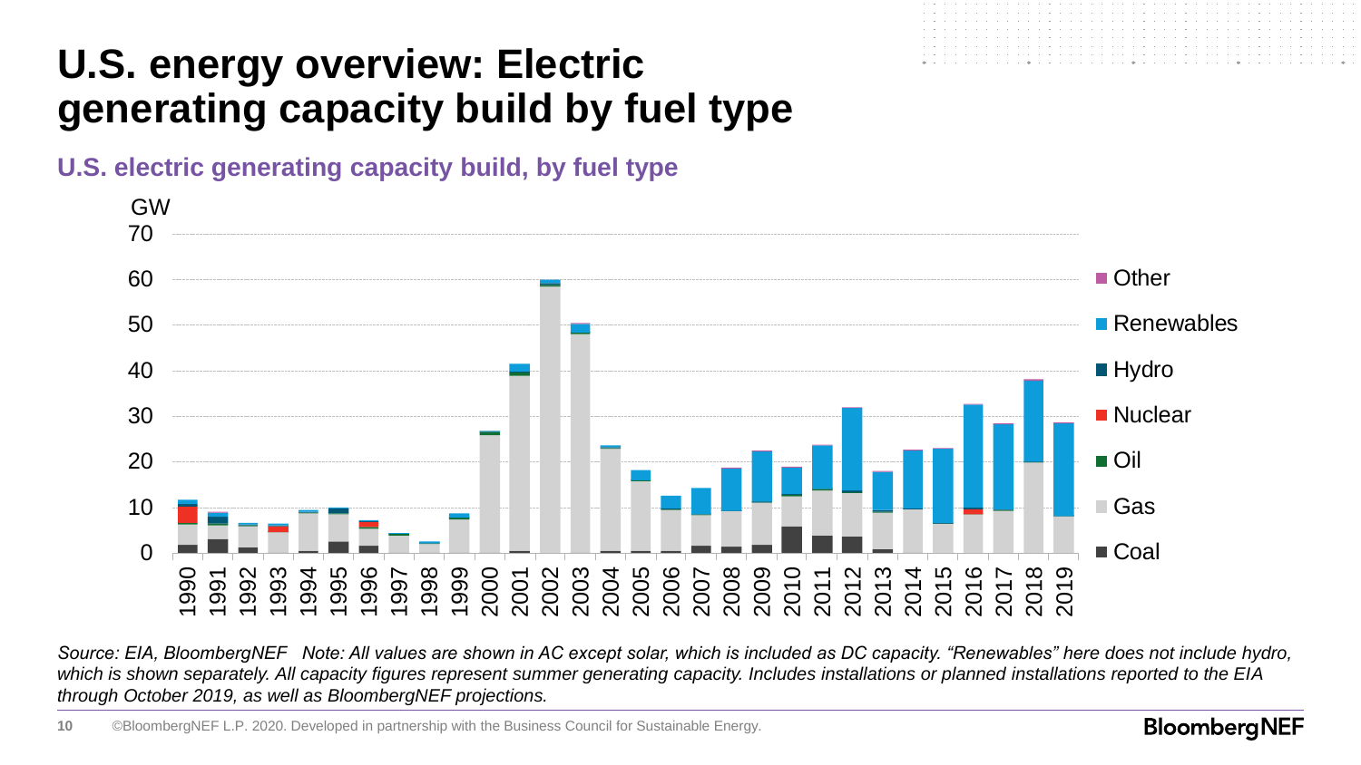# U.S. energy overview: Electric generating capacity build by fuel type

## U.S. electric generating capacity build, by fuel type

GW

Legend: Other, Renewables, Hydro, Nuclear, Oil, Gas, Coal

*Source: EIA, BloombergNEF   Note: All values are shown in AC except solar, which is included as DC capacity. "Renewables" here does not include hydro, which is shown separately. All capacity figures represent summer generating capacity. Includes installations or planned installations reported to the EIA through October 2019, as well as BloombergNEF projections.*

©BloombergNEF L.P. 2020. Developed in partnership with the Business Council for Sustainable Energy.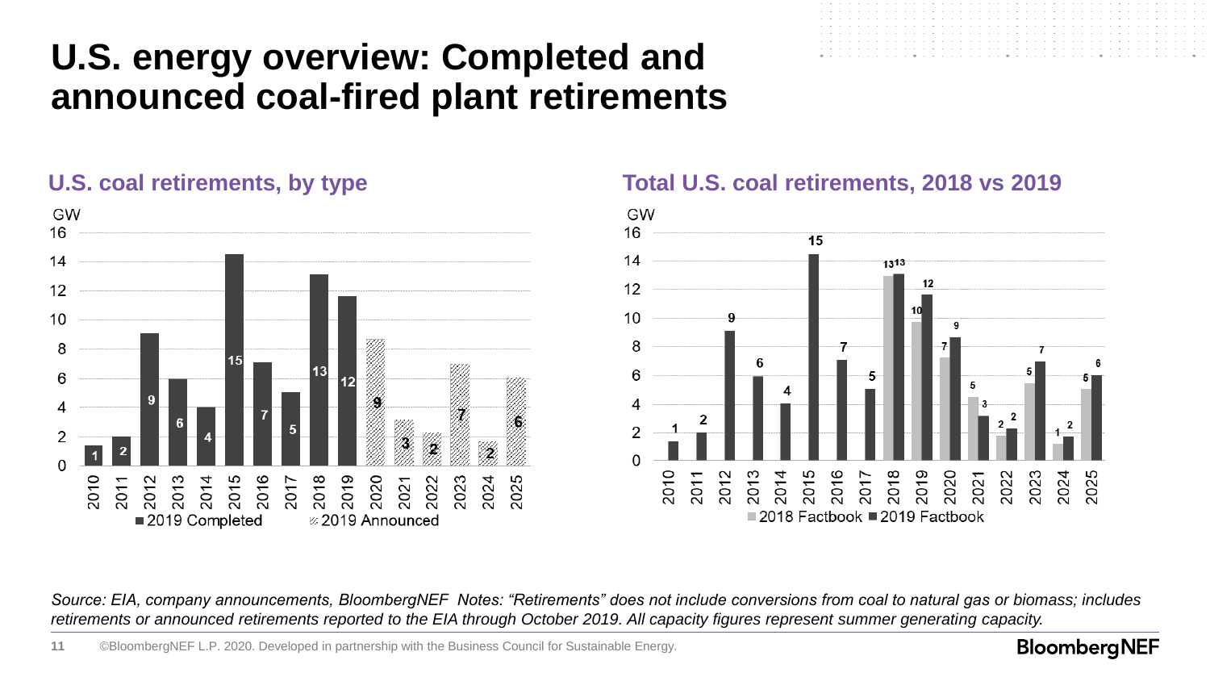# U.S. energy overview: Completed and announced coal-fired plant retirements

## U.S. coal retirements, by type

GW

| Year | 2019 Completed | 2019 Announced |
|---|---|---|
| 2010 | 1 | |
| 2011 | 2 | |
| 2012 | 9 | |
| 2013 | 6 | |
| 2014 | 4 | |
| 2015 | 15 | |
| 2016 | 7 | |
| 2017 | 5 | |
| 2018 | 13 | |
| 2019 | 12 | |
| 2020 | | 9 |
| 2021 | | 3 |
| 2022 | | 2 |
| 2023 | | 7 |
| 2024 | | 2 |
| 2025 | | 6 |

## Total U.S. coal retirements, 2018 vs 2019

GW

| Year | 2018 Factbook | 2019 Factbook |
|---|---|---|
| 2010 | | 1 |
| 2011 | | 2 |
| 2012 | | 9 |
| 2013 | | 6 |
| 2014 | | 4 |
| 2015 | | 15 |
| 2016 | | 7 |
| 2017 | | 5 |
| 2018 | 13 | 13 |
| 2019 | 10 | 12 |
| 2020 | 7 | 9 |
| 2021 | 5 | 3 |
| 2022 | 2 | 2 |
| 2023 | 5 | 7 |
| 2024 | 1 | 2 |
| 2025 | 5 | 6 |

*Source: EIA, company announcements, BloombergNEF Notes: "Retirements" does not include conversions from coal to natural gas or biomass; includes retirements or announced retirements reported to the EIA through October 2019. All capacity figures represent summer generating capacity.*

©BloombergNEF L.P. 2020. Developed in partnership with the Business Council for Sustainable Energy.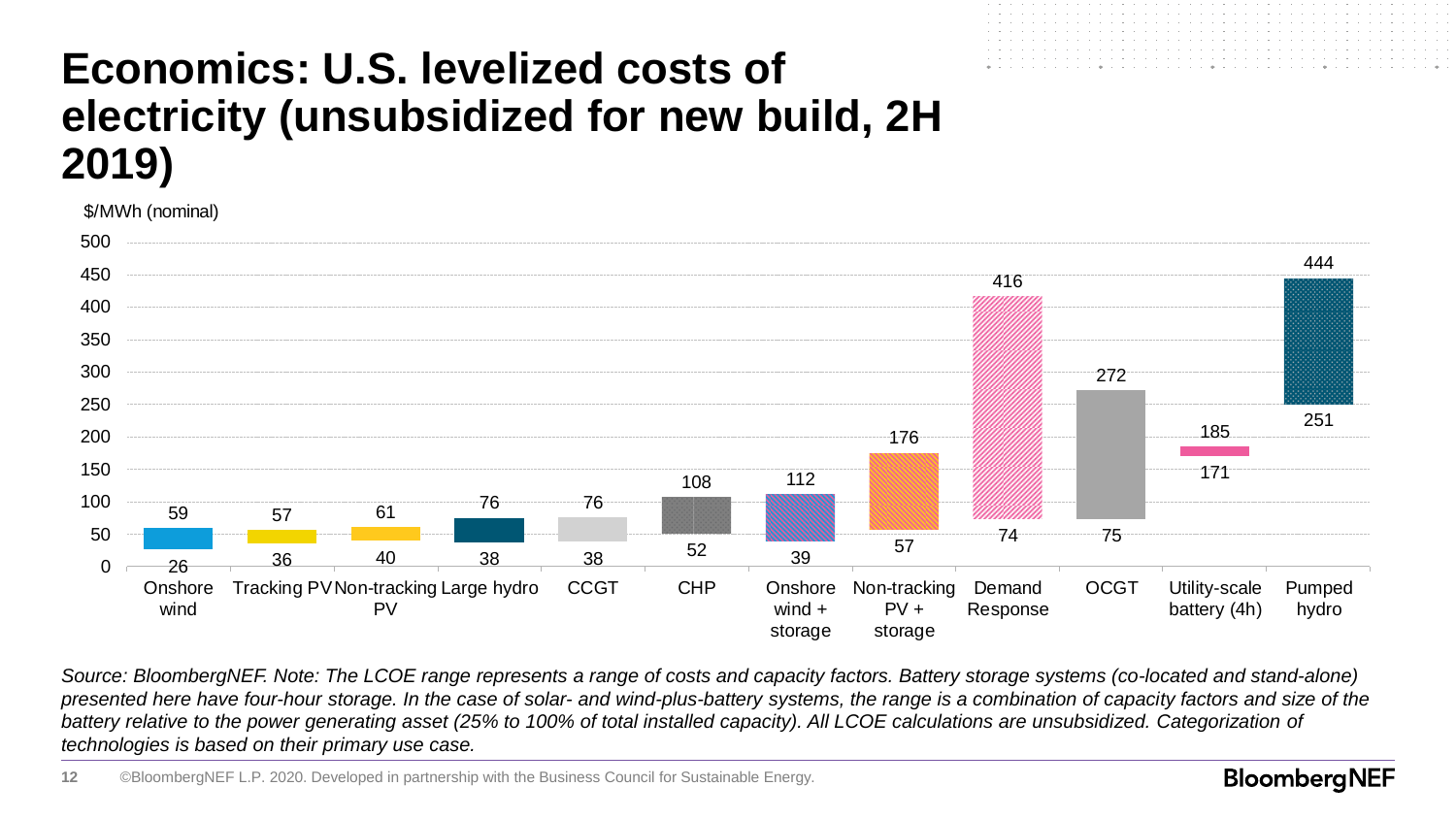# Economics: U.S. levelized costs of electricity (unsubsidized for new build, 2H 2019)

$/MWh (nominal)

500
450
400
350
300
250
200
150
100
50
0

Onshore wind: 59, 26
Tracking PV: 57, 36
Non-tracking PV: 61, 40
Large hydro: 76, 38
CCGT: 76, 38
CHP: 108, 52
Onshore wind + storage: 112, 39
Non-tracking PV + storage: 176, 57
Demand Response: 416, 74
OCGT: 272, 75
Utility-scale battery (4h): 185, 171
Pumped hydro: 444, 251

*Source: BloombergNEF. Note: The LCOE range represents a range of costs and capacity factors. Battery storage systems (co-located and stand-alone) presented here have four-hour storage. In the case of solar- and wind-plus-battery systems, the range is a combination of capacity factors and size of the battery relative to the power generating asset (25% to 100% of total installed capacity). All LCOE calculations are unsubsidized. Categorization of technologies is based on their primary use case.*

©BloombergNEF L.P. 2020. Developed in partnership with the Business Council for Sustainable Energy.

BloombergNEF